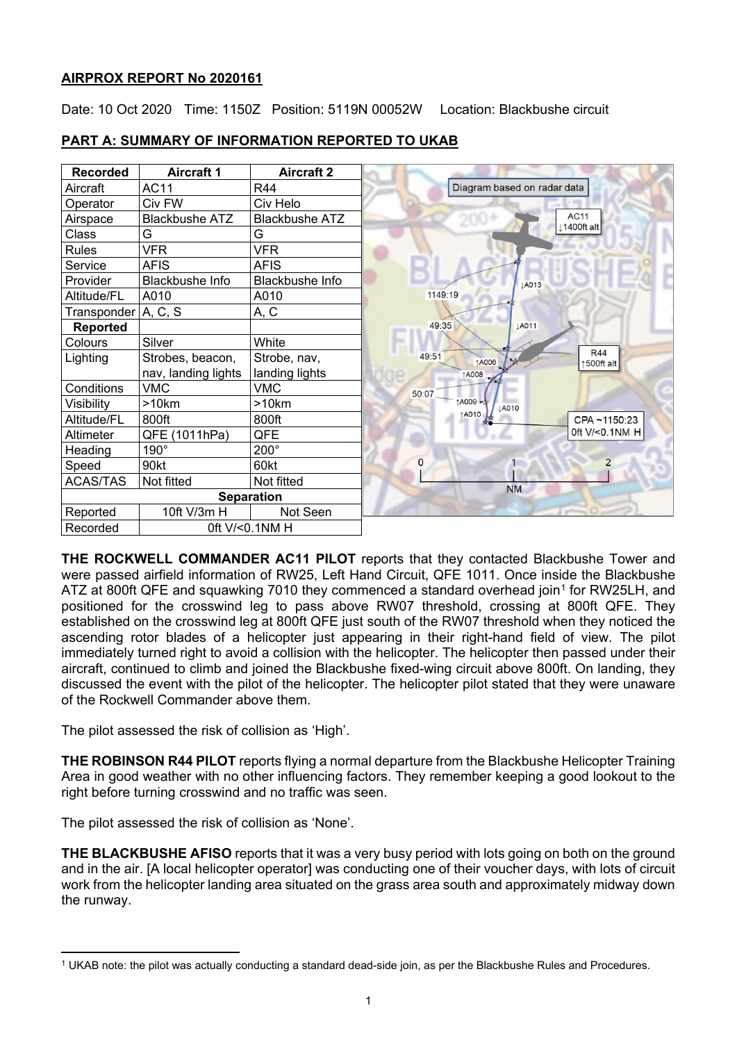**AIRPROX REPORT No 2020161**

Date: 10 Oct 2020   Time: 1150Z   Position: 5119N 00052W   Location: Blackbushe circuit

## PART A: SUMMARY OF INFORMATION REPORTED TO UKAB

| Recorded | Aircraft 1 | Aircraft 2 |
|---|---|---|
| Aircraft | AC11 | R44 |
| Operator | Civ FW | Civ Helo |
| Airspace | Blackbushe ATZ | Blackbushe ATZ |
| Class | G | G |
| Rules | VFR | VFR |
| Service | AFIS | AFIS |
| Provider | Blackbushe Info | Blackbushe Info |
| Altitude/FL | A010 | A010 |
| Transponder | A, C, S | A, C |
| **Reported** | | |
| Colours | Silver | White |
| Lighting | Strobes, beacon, nav, landing lights | Strobe, nav, landing lights |
| Conditions | VMC | VMC |
| Visibility | >10km | >10km |
| Altitude/FL | 800ft | 800ft |
| Altimeter | QFE (1011hPa) | QFE |
| Heading | 190° | 200° |
| Speed | 90kt | 60kt |
| ACAS/TAS | Not fitted | Not fitted |
| **Separation** | | |
| Reported | 10ft V/3m H | Not Seen |
| Recorded | 0ft V/<0.1NM H | |

**THE ROCKWELL COMMANDER AC11 PILOT** reports that they contacted Blackbushe Tower and were passed airfield information of RW25, Left Hand Circuit, QFE 1011. Once inside the Blackbushe ATZ at 800ft QFE and squawking 7010 they commenced a standard overhead join[1] for RW25LH, and positioned for the crosswind leg to pass above RW07 threshold, crossing at 800ft QFE. They established on the crosswind leg at 800ft QFE just south of the RW07 threshold when they noticed the ascending rotor blades of a helicopter just appearing in their right-hand field of view. The pilot immediately turned right to avoid a collision with the helicopter. The helicopter then passed under their aircraft, continued to climb and joined the Blackbushe fixed-wing circuit above 800ft. On landing, they discussed the event with the pilot of the helicopter. The helicopter pilot stated that they were unaware of the Rockwell Commander above them.

The pilot assessed the risk of collision as 'High'.

**THE ROBINSON R44 PILOT** reports flying a normal departure from the Blackbushe Helicopter Training Area in good weather with no other influencing factors. They remember keeping a good lookout to the right before turning crosswind and no traffic was seen.

The pilot assessed the risk of collision as 'None'.

**THE BLACKBUSHE AFISO** reports that it was a very busy period with lots going on both on the ground and in the air. [A local helicopter operator] was conducting one of their voucher days, with lots of circuit work from the helicopter landing area situated on the grass area south and approximately midway down the runway.

[1] UKAB note: the pilot was actually conducting a standard dead-side join, as per the Blackbushe Rules and Procedures.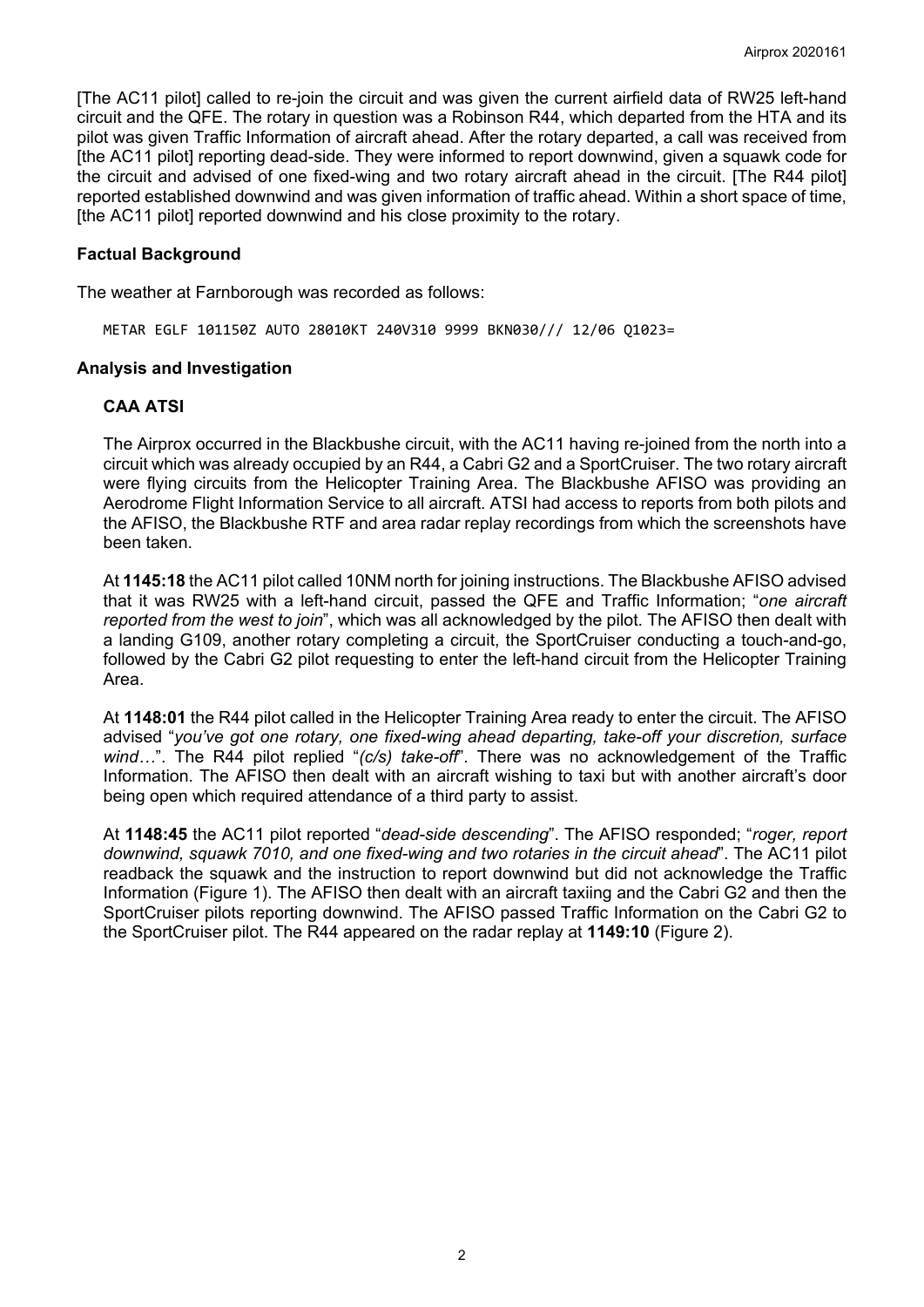[The AC11 pilot] called to re-join the circuit and was given the current airfield data of RW25 left-hand circuit and the QFE. The rotary in question was a Robinson R44, which departed from the HTA and its pilot was given Traffic Information of aircraft ahead. After the rotary departed, a call was received from [the AC11 pilot] reporting dead-side. They were informed to report downwind, given a squawk code for the circuit and advised of one fixed-wing and two rotary aircraft ahead in the circuit. [The R44 pilot] reported established downwind and was given information of traffic ahead. Within a short space of time, [the AC11 pilot] reported downwind and his close proximity to the rotary.

### Factual Background

The weather at Farnborough was recorded as follows:

```
METAR EGLF 101150Z AUTO 28010KT 240V310 9999 BKN030/// 12/06 Q1023=
```

### Analysis and Investigation

#### CAA ATSI

The Airprox occurred in the Blackbushe circuit, with the AC11 having re-joined from the north into a circuit which was already occupied by an R44, a Cabri G2 and a SportCruiser. The two rotary aircraft were flying circuits from the Helicopter Training Area. The Blackbushe AFISO was providing an Aerodrome Flight Information Service to all aircraft. ATSI had access to reports from both pilots and the AFISO, the Blackbushe RTF and area radar replay recordings from which the screenshots have been taken.

At **1145:18** the AC11 pilot called 10NM north for joining instructions. The Blackbushe AFISO advised that it was RW25 with a left-hand circuit, passed the QFE and Traffic Information; "*one aircraft reported from the west to join*", which was all acknowledged by the pilot. The AFISO then dealt with a landing G109, another rotary completing a circuit, the SportCruiser conducting a touch-and-go, followed by the Cabri G2 pilot requesting to enter the left-hand circuit from the Helicopter Training Area.

At **1148:01** the R44 pilot called in the Helicopter Training Area ready to enter the circuit. The AFISO advised "*you've got one rotary, one fixed-wing ahead departing, take-off your discretion, surface wind…*". The R44 pilot replied "*(c/s) take-off*". There was no acknowledgement of the Traffic Information. The AFISO then dealt with an aircraft wishing to taxi but with another aircraft's door being open which required attendance of a third party to assist.

At **1148:45** the AC11 pilot reported "*dead-side descending*". The AFISO responded; "*roger, report downwind, squawk 7010, and one fixed-wing and two rotaries in the circuit ahead*". The AC11 pilot readback the squawk and the instruction to report downwind but did not acknowledge the Traffic Information (Figure 1). The AFISO then dealt with an aircraft taxiing and the Cabri G2 and then the SportCruiser pilots reporting downwind. The AFISO passed Traffic Information on the Cabri G2 to the SportCruiser pilot. The R44 appeared on the radar replay at **1149:10** (Figure 2).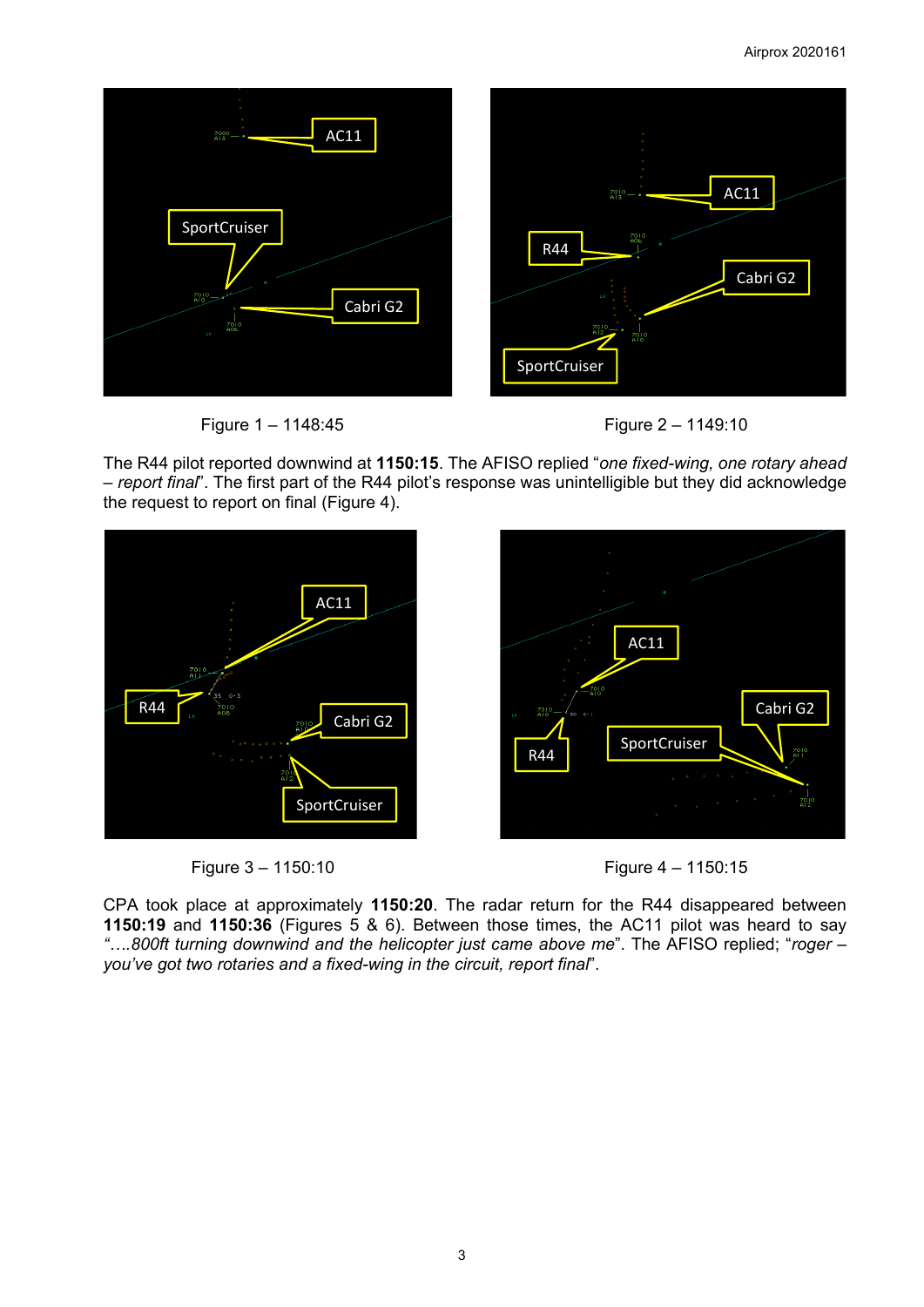Figure 1 – 1148:45

Figure 2 – 1149:10

The R44 pilot reported downwind at **1150:15**. The AFISO replied "*one fixed-wing, one rotary ahead – report final*". The first part of the R44 pilot's response was unintelligible but they did acknowledge the request to report on final (Figure 4).

Figure 3 – 1150:10

Figure 4 – 1150:15

CPA took place at approximately **1150:20**. The radar return for the R44 disappeared between **1150:19** and **1150:36** (Figures 5 & 6). Between those times, the AC11 pilot was heard to say *"….800ft turning downwind and the helicopter just came above me*". The AFISO replied; "*roger – you've got two rotaries and a fixed-wing in the circuit, report final*".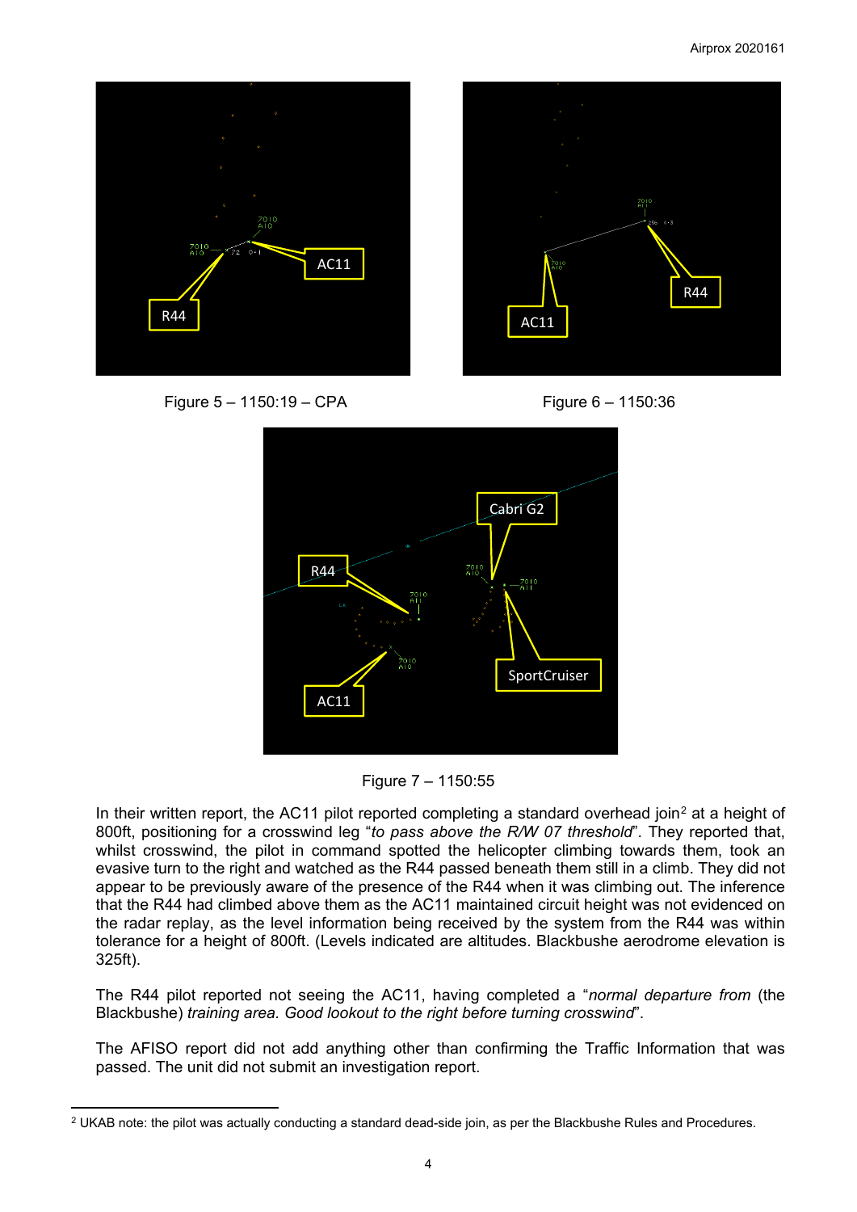Figure 5 – 1150:19 – CPA

Figure 6 – 1150:36

Figure 7 – 1150:55

In their written report, the AC11 pilot reported completing a standard overhead join[2] at a height of 800ft, positioning for a crosswind leg "*to pass above the R/W 07 threshold*". They reported that, whilst crosswind, the pilot in command spotted the helicopter climbing towards them, took an evasive turn to the right and watched as the R44 passed beneath them still in a climb. They did not appear to be previously aware of the presence of the R44 when it was climbing out. The inference that the R44 had climbed above them as the AC11 maintained circuit height was not evidenced on the radar replay, as the level information being received by the system from the R44 was within tolerance for a height of 800ft. (Levels indicated are altitudes. Blackbushe aerodrome elevation is 325ft).

The R44 pilot reported not seeing the AC11, having completed a "*normal departure from* (the Blackbushe) *training area. Good lookout to the right before turning crosswind*".

The AFISO report did not add anything other than confirming the Traffic Information that was passed. The unit did not submit an investigation report.

[2] UKAB note: the pilot was actually conducting a standard dead-side join, as per the Blackbushe Rules and Procedures.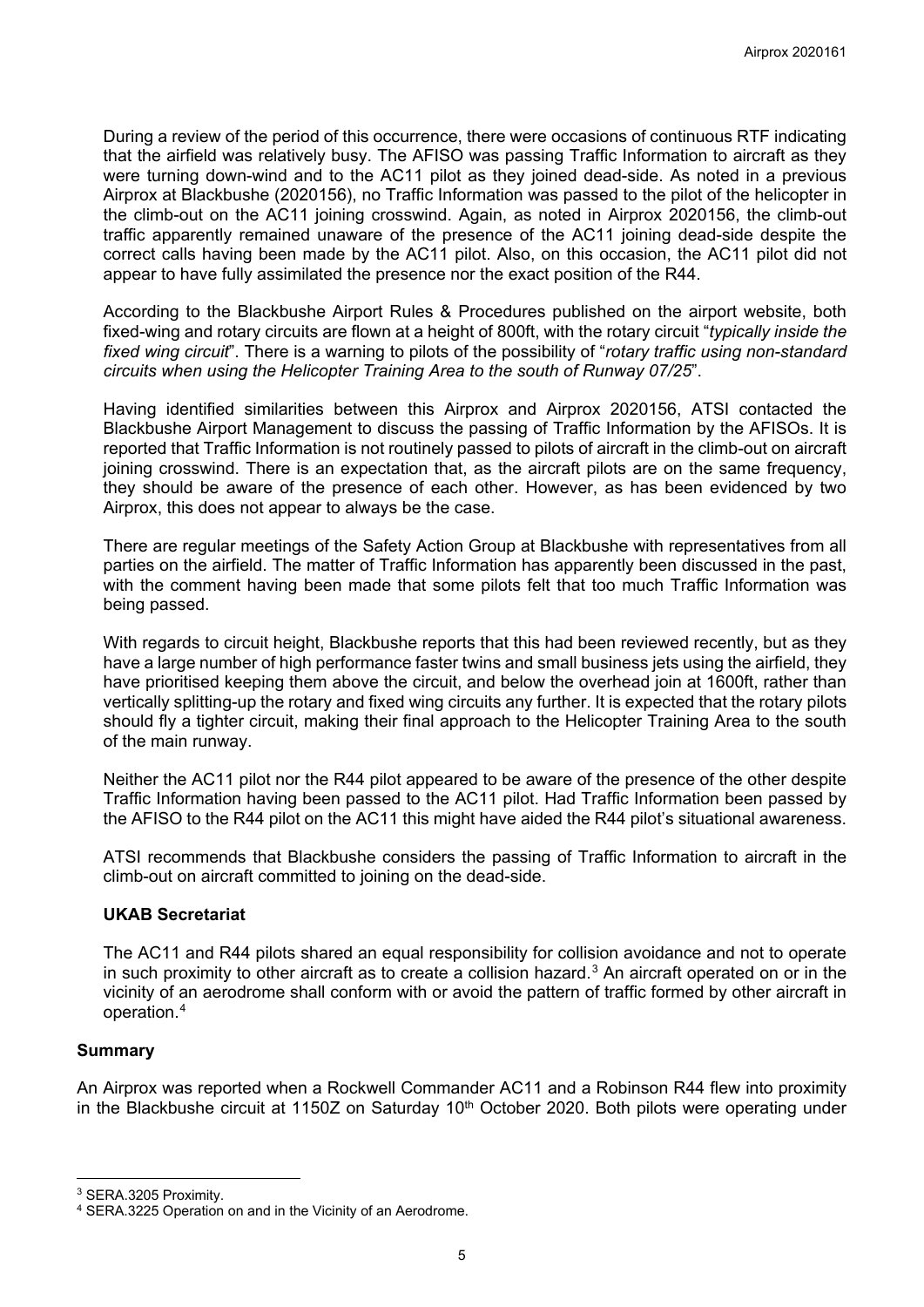During a review of the period of this occurrence, there were occasions of continuous RTF indicating that the airfield was relatively busy. The AFISO was passing Traffic Information to aircraft as they were turning down-wind and to the AC11 pilot as they joined dead-side. As noted in a previous Airprox at Blackbushe (2020156), no Traffic Information was passed to the pilot of the helicopter in the climb-out on the AC11 joining crosswind. Again, as noted in Airprox 2020156, the climb-out traffic apparently remained unaware of the presence of the AC11 joining dead-side despite the correct calls having been made by the AC11 pilot. Also, on this occasion, the AC11 pilot did not appear to have fully assimilated the presence nor the exact position of the R44.

According to the Blackbushe Airport Rules & Procedures published on the airport website, both fixed-wing and rotary circuits are flown at a height of 800ft, with the rotary circuit "*typically inside the fixed wing circuit*". There is a warning to pilots of the possibility of "*rotary traffic using non-standard circuits when using the Helicopter Training Area to the south of Runway 07/25*".

Having identified similarities between this Airprox and Airprox 2020156, ATSI contacted the Blackbushe Airport Management to discuss the passing of Traffic Information by the AFISOs. It is reported that Traffic Information is not routinely passed to pilots of aircraft in the climb-out on aircraft joining crosswind. There is an expectation that, as the aircraft pilots are on the same frequency, they should be aware of the presence of each other. However, as has been evidenced by two Airprox, this does not appear to always be the case.

There are regular meetings of the Safety Action Group at Blackbushe with representatives from all parties on the airfield. The matter of Traffic Information has apparently been discussed in the past, with the comment having been made that some pilots felt that too much Traffic Information was being passed.

With regards to circuit height, Blackbushe reports that this had been reviewed recently, but as they have a large number of high performance faster twins and small business jets using the airfield, they have prioritised keeping them above the circuit, and below the overhead join at 1600ft, rather than vertically splitting-up the rotary and fixed wing circuits any further. It is expected that the rotary pilots should fly a tighter circuit, making their final approach to the Helicopter Training Area to the south of the main runway.

Neither the AC11 pilot nor the R44 pilot appeared to be aware of the presence of the other despite Traffic Information having been passed to the AC11 pilot. Had Traffic Information been passed by the AFISO to the R44 pilot on the AC11 this might have aided the R44 pilot's situational awareness.

ATSI recommends that Blackbushe considers the passing of Traffic Information to aircraft in the climb-out on aircraft committed to joining on the dead-side.

### UKAB Secretariat

The AC11 and R44 pilots shared an equal responsibility for collision avoidance and not to operate in such proximity to other aircraft as to create a collision hazard.[3] An aircraft operated on or in the vicinity of an aerodrome shall conform with or avoid the pattern of traffic formed by other aircraft in operation.[4]

## Summary

An Airprox was reported when a Rockwell Commander AC11 and a Robinson R44 flew into proximity in the Blackbushe circuit at 1150Z on Saturday 10th October 2020. Both pilots were operating under

---

[3] SERA.3205 Proximity.

[4] SERA.3225 Operation on and in the Vicinity of an Aerodrome.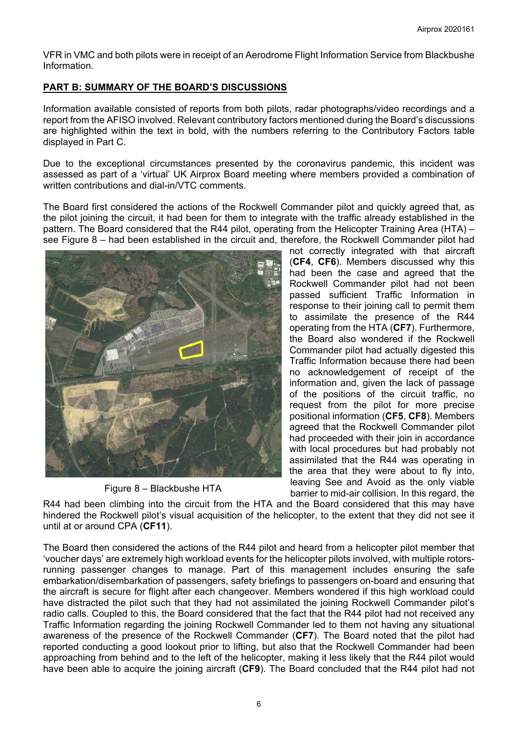VFR in VMC and both pilots were in receipt of an Aerodrome Flight Information Service from Blackbushe Information.

## PART B: SUMMARY OF THE BOARD'S DISCUSSIONS

Information available consisted of reports from both pilots, radar photographs/video recordings and a report from the AFISO involved. Relevant contributory factors mentioned during the Board's discussions are highlighted within the text in bold, with the numbers referring to the Contributory Factors table displayed in Part C.

Due to the exceptional circumstances presented by the coronavirus pandemic, this incident was assessed as part of a 'virtual' UK Airprox Board meeting where members provided a combination of written contributions and dial-in/VTC comments.

The Board first considered the actions of the Rockwell Commander pilot and quickly agreed that, as the pilot joining the circuit, it had been for them to integrate with the traffic already established in the pattern. The Board considered that the R44 pilot, operating from the Helicopter Training Area (HTA) – see Figure 8 – had been established in the circuit and, therefore, the Rockwell Commander pilot had not correctly integrated with that aircraft (**CF4**, **CF6**). Members discussed why this had been the case and agreed that the Rockwell Commander pilot had not been passed sufficient Traffic Information in response to their joining call to permit them to assimilate the presence of the R44 operating from the HTA (**CF7**). Furthermore, the Board also wondered if the Rockwell Commander pilot had actually digested this Traffic Information because there had been no acknowledgement of receipt of the information and, given the lack of passage of the positions of the circuit traffic, no request from the pilot for more precise positional information (**CF5**, **CF8**). Members agreed that the Rockwell Commander pilot had proceeded with their join in accordance with local procedures but had probably not assimilated that the R44 was operating in the area that they were about to fly into, leaving See and Avoid as the only viable barrier to mid-air collision. In this regard, the R44 had been climbing into the circuit from the HTA and the Board considered that this may have hindered the Rockwell pilot's visual acquisition of the helicopter, to the extent that they did not see it until at or around CPA (**CF11**).

Figure 8 – Blackbushe HTA

The Board then considered the actions of the R44 pilot and heard from a helicopter pilot member that 'voucher days' are extremely high workload events for the helicopter pilots involved, with multiple rotors-running passenger changes to manage. Part of this management includes ensuring the safe embarkation/disembarkation of passengers, safety briefings to passengers on-board and ensuring that the aircraft is secure for flight after each changeover. Members wondered if this high workload could have distracted the pilot such that they had not assimilated the joining Rockwell Commander pilot's radio calls. Coupled to this, the Board considered that the fact that the R44 pilot had not received any Traffic Information regarding the joining Rockwell Commander led to them not having any situational awareness of the presence of the Rockwell Commander (**CF7**). The Board noted that the pilot had reported conducting a good lookout prior to lifting, but also that the Rockwell Commander had been approaching from behind and to the left of the helicopter, making it less likely that the R44 pilot would have been able to acquire the joining aircraft (**CF9**). The Board concluded that the R44 pilot had not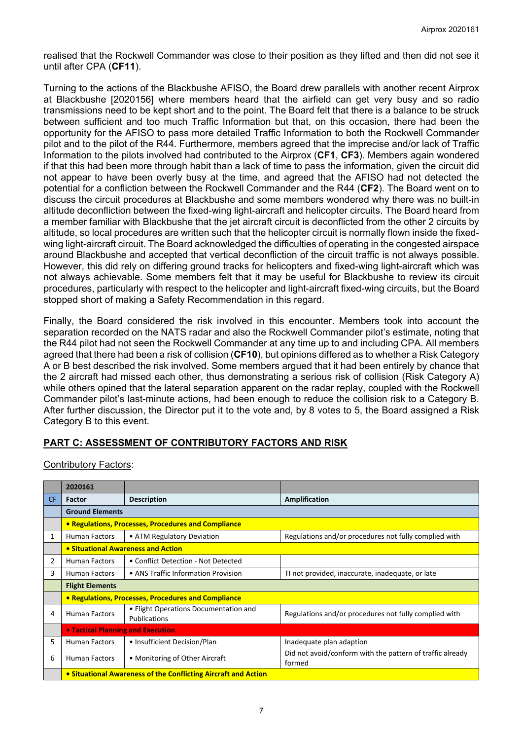realised that the Rockwell Commander was close to their position as they lifted and then did not see it until after CPA (**CF11**).

Turning to the actions of the Blackbushe AFISO, the Board drew parallels with another recent Airprox at Blackbushe [2020156] where members heard that the airfield can get very busy and so radio transmissions need to be kept short and to the point. The Board felt that there is a balance to be struck between sufficient and too much Traffic Information but that, on this occasion, there had been the opportunity for the AFISO to pass more detailed Traffic Information to both the Rockwell Commander pilot and to the pilot of the R44. Furthermore, members agreed that the imprecise and/or lack of Traffic Information to the pilots involved had contributed to the Airprox (**CF1**, **CF3**). Members again wondered if that this had been more through habit than a lack of time to pass the information, given the circuit did not appear to have been overly busy at the time, and agreed that the AFISO had not detected the potential for a confliction between the Rockwell Commander and the R44 (**CF2**). The Board went on to discuss the circuit procedures at Blackbushe and some members wondered why there was no built-in altitude deconfliction between the fixed-wing light-aircraft and helicopter circuits. The Board heard from a member familiar with Blackbushe that the jet aircraft circuit is deconflicted from the other 2 circuits by altitude, so local procedures are written such that the helicopter circuit is normally flown inside the fixed-wing light-aircraft circuit. The Board acknowledged the difficulties of operating in the congested airspace around Blackbushe and accepted that vertical deconfliction of the circuit traffic is not always possible. However, this did rely on differing ground tracks for helicopters and fixed-wing light-aircraft which was not always achievable. Some members felt that it may be useful for Blackbushe to review its circuit procedures, particularly with respect to the helicopter and light-aircraft fixed-wing circuits, but the Board stopped short of making a Safety Recommendation in this regard.

Finally, the Board considered the risk involved in this encounter. Members took into account the separation recorded on the NATS radar and also the Rockwell Commander pilot's estimate, noting that the R44 pilot had not seen the Rockwell Commander at any time up to and including CPA. All members agreed that there had been a risk of collision (**CF10**), but opinions differed as to whether a Risk Category A or B best described the risk involved. Some members argued that it had been entirely by chance that the 2 aircraft had missed each other, thus demonstrating a serious risk of collision (Risk Category A) while others opined that the lateral separation apparent on the radar replay, coupled with the Rockwell Commander pilot's last-minute actions, had been enough to reduce the collision risk to a Category B. After further discussion, the Director put it to the vote and, by 8 votes to 5, the Board assigned a Risk Category B to this event.

## PART C: ASSESSMENT OF CONTRIBUTORY FACTORS AND RISK

Contributory Factors:

| | 2020161 | | |
|---|---|---|---|
| CF | Factor | Description | Amplification |
| | **Ground Elements** | | |
| | **• Regulations, Processes, Procedures and Compliance** | | |
| 1 | Human Factors | • ATM Regulatory Deviation | Regulations and/or procedures not fully complied with |
| | **• Situational Awareness and Action** | | |
| 2 | Human Factors | • Conflict Detection - Not Detected | |
| 3 | Human Factors | • ANS Traffic Information Provision | TI not provided, inaccurate, inadequate, or late |
| | **Flight Elements** | | |
| | **• Regulations, Processes, Procedures and Compliance** | | |
| 4 | Human Factors | • Flight Operations Documentation and Publications | Regulations and/or procedures not fully complied with |
| | **• Tactical Planning and Execution** | | |
| 5 | Human Factors | • Insufficient Decision/Plan | Inadequate plan adaption |
| 6 | Human Factors | • Monitoring of Other Aircraft | Did not avoid/conform with the pattern of traffic already formed |
| | **• Situational Awareness of the Conflicting Aircraft and Action** | | |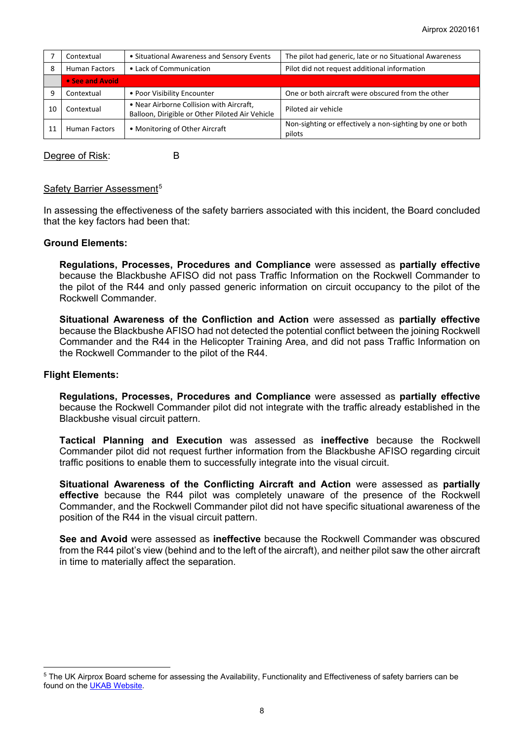| 7 | Contextual | • Situational Awareness and Sensory Events | The pilot had generic, late or no Situational Awareness |
|---|---|---|---|
| 8 | Human Factors | • Lack of Communication | Pilot did not request additional information |
| | **• See and Avoid** | | |
| 9 | Contextual | • Poor Visibility Encounter | One or both aircraft were obscured from the other |
| 10 | Contextual | • Near Airborne Collision with Aircraft, Balloon, Dirigible or Other Piloted Air Vehicle | Piloted air vehicle |
| 11 | Human Factors | • Monitoring of Other Aircraft | Non-sighting or effectively a non-sighting by one or both pilots |

Degree of Risk: B

Safety Barrier Assessment[5]

In assessing the effectiveness of the safety barriers associated with this incident, the Board concluded that the key factors had been that:

**Ground Elements:**

**Regulations, Processes, Procedures and Compliance** were assessed as **partially effective** because the Blackbushe AFISO did not pass Traffic Information on the Rockwell Commander to the pilot of the R44 and only passed generic information on circuit occupancy to the pilot of the Rockwell Commander.

**Situational Awareness of the Confliction and Action** were assessed as **partially effective** because the Blackbushe AFISO had not detected the potential conflict between the joining Rockwell Commander and the R44 in the Helicopter Training Area, and did not pass Traffic Information on the Rockwell Commander to the pilot of the R44.

**Flight Elements:**

**Regulations, Processes, Procedures and Compliance** were assessed as **partially effective** because the Rockwell Commander pilot did not integrate with the traffic already established in the Blackbushe visual circuit pattern.

**Tactical Planning and Execution** was assessed as **ineffective** because the Rockwell Commander pilot did not request further information from the Blackbushe AFISO regarding circuit traffic positions to enable them to successfully integrate into the visual circuit.

**Situational Awareness of the Conflicting Aircraft and Action** were assessed as **partially effective** because the R44 pilot was completely unaware of the presence of the Rockwell Commander, and the Rockwell Commander pilot did not have specific situational awareness of the position of the R44 in the visual circuit pattern.

**See and Avoid** were assessed as **ineffective** because the Rockwell Commander was obscured from the R44 pilot's view (behind and to the left of the aircraft), and neither pilot saw the other aircraft in time to materially affect the separation.

[5] The UK Airprox Board scheme for assessing the Availability, Functionality and Effectiveness of safety barriers can be found on the UKAB Website.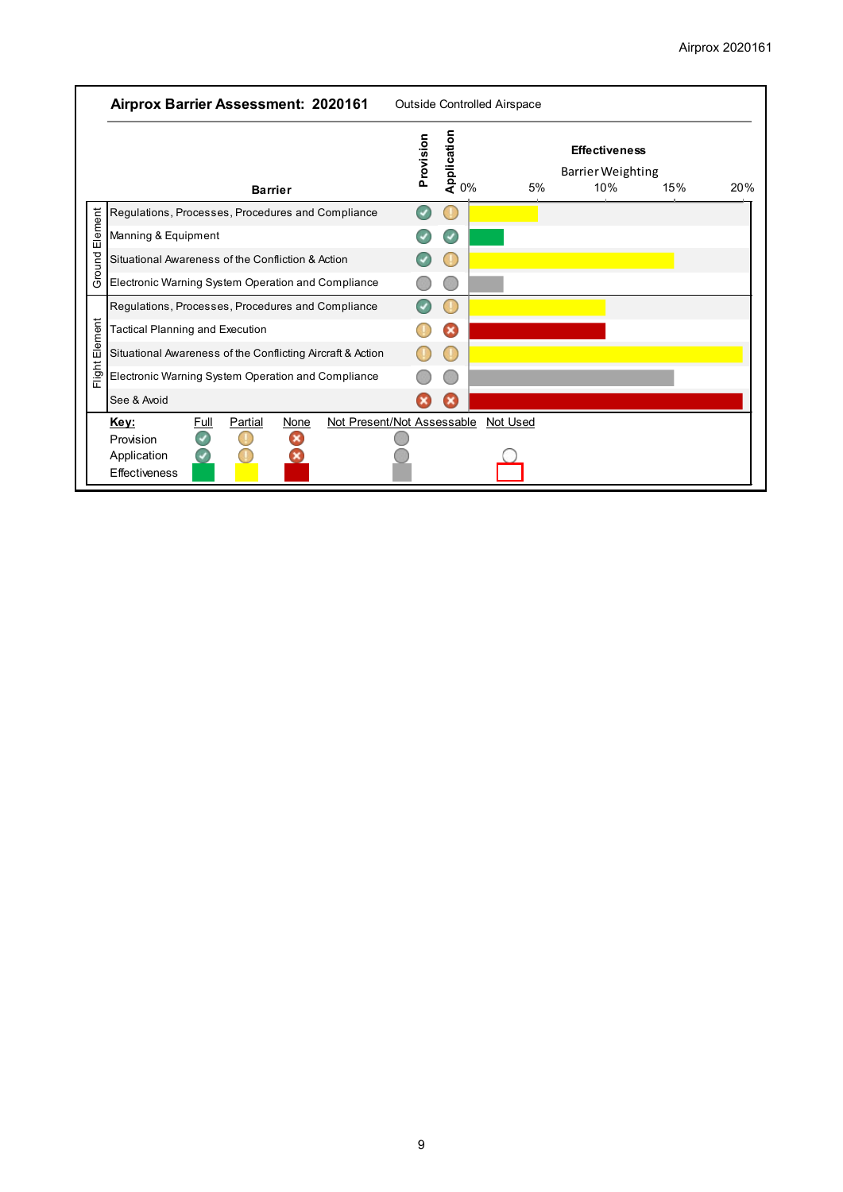**Airprox Barrier Assessment: 2020161** Outside Controlled Airspace

Barrier

Provision

Application

Effectiveness

Barrier Weighting

0% 5% 10% 15% 20%

Ground Element

Regulations, Processes, Procedures and Compliance

Manning & Equipment

Situational Awareness of the Confliction & Action

Electronic Warning System Operation and Compliance

Flight Element

Regulations, Processes, Procedures and Compliance

Tactical Planning and Execution

Situational Awareness of the Conflicting Aircraft & Action

Electronic Warning System Operation and Compliance

See & Avoid

**Key:** Full Partial None Not Present/Not Assessable Not Used

Provision

Application

Effectiveness